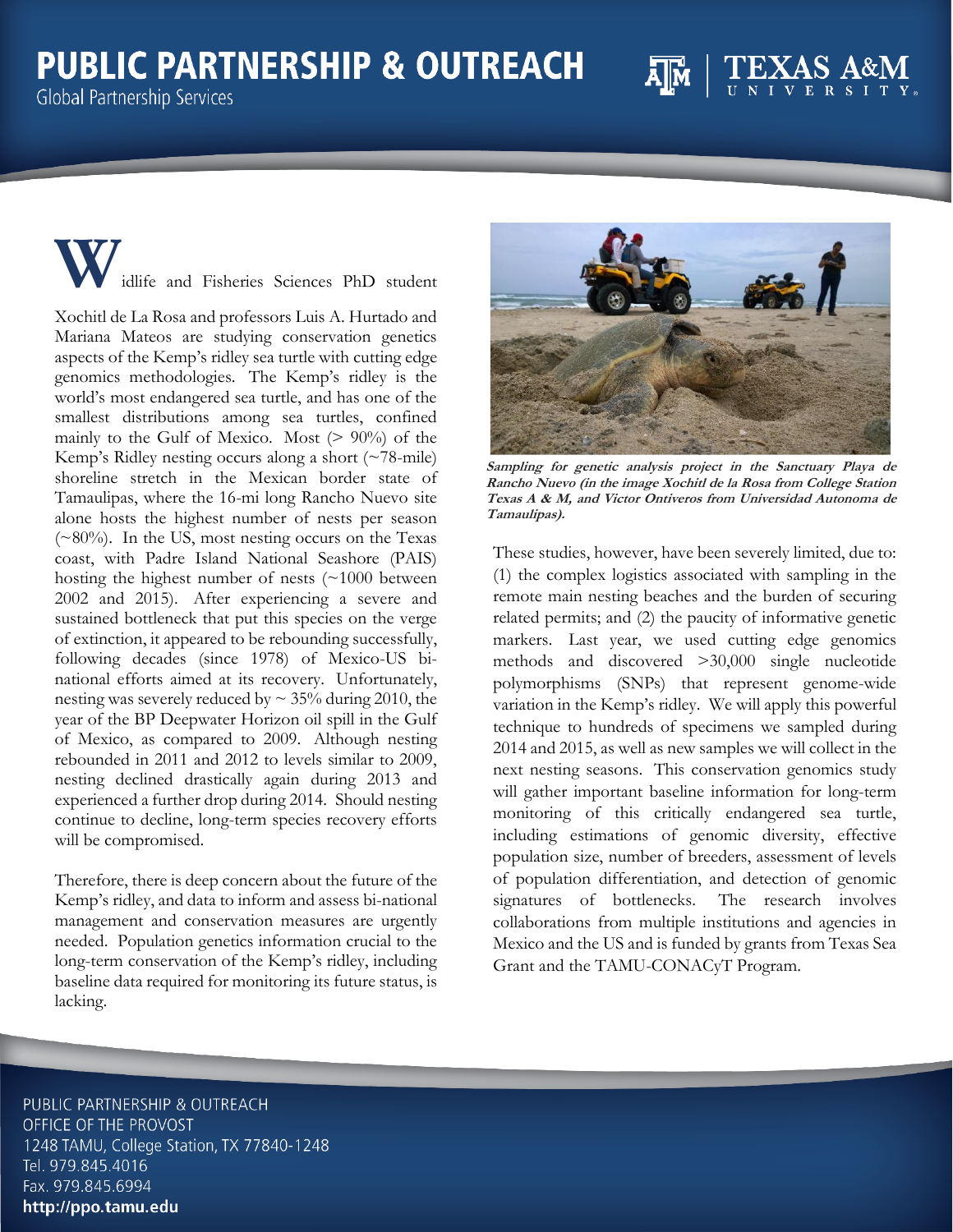# PUBLIC PARTNERSHIP & OUTREACH

Global Partnership Services

TEXAS A&M UNIVERSITY

Wildlife and Fisheries Sciences PhD student Xochitl de La Rosa and professors Luis A. Hurtado and Mariana Mateos are studying conservation genetics aspects of the Kemp's ridley sea turtle with cutting edge genomics methodologies. The Kemp's ridley is the world's most endangered sea turtle, and has one of the smallest distributions among sea turtles, confined mainly to the Gulf of Mexico. Most (> 90%) of the Kemp's Ridley nesting occurs along a short (~78-mile) shoreline stretch in the Mexican border state of Tamaulipas, where the 16-mi long Rancho Nuevo site alone hosts the highest number of nests per season (~80%). In the US, most nesting occurs on the Texas coast, with Padre Island National Seashore (PAIS) hosting the highest number of nests (~1000 between 2002 and 2015). After experiencing a severe and sustained bottleneck that put this species on the verge of extinction, it appeared to be rebounding successfully, following decades (since 1978) of Mexico-US bi-national efforts aimed at its recovery. Unfortunately, nesting was severely reduced by ~ 35% during 2010, the year of the BP Deepwater Horizon oil spill in the Gulf of Mexico, as compared to 2009. Although nesting rebounded in 2011 and 2012 to levels similar to 2009, nesting declined drastically again during 2013 and experienced a further drop during 2014. Should nesting continue to decline, long-term species recovery efforts will be compromised.

Therefore, there is deep concern about the future of the Kemp's ridley, and data to inform and assess bi-national management and conservation measures are urgently needed. Population genetics information crucial to the long-term conservation of the Kemp's ridley, including baseline data required for monitoring its future status, is lacking.

***Sampling for genetic analysis project in the Sanctuary Playa de Rancho Nuevo (in the image Xochitl de la Rosa from College Station Texas A & M, and Victor Ontiveros from Universidad Autonoma de Tamaulipas).***

These studies, however, have been severely limited, due to: (1) the complex logistics associated with sampling in the remote main nesting beaches and the burden of securing related permits; and (2) the paucity of informative genetic markers. Last year, we used cutting edge genomics methods and discovered >30,000 single nucleotide polymorphisms (SNPs) that represent genome-wide variation in the Kemp's ridley. We will apply this powerful technique to hundreds of specimens we sampled during 2014 and 2015, as well as new samples we will collect in the next nesting seasons. This conservation genomics study will gather important baseline information for long-term monitoring of this critically endangered sea turtle, including estimations of genomic diversity, effective population size, number of breeders, assessment of levels of population differentiation, and detection of genomic signatures of bottlenecks. The research involves collaborations from multiple institutions and agencies in Mexico and the US and is funded by grants from Texas Sea Grant and the TAMU-CONACyT Program.

PUBLIC PARTNERSHIP & OUTREACH
OFFICE OF THE PROVOST
1248 TAMU, College Station, TX 77840-1248
Tel. 979.845.4016
Fax. 979.845.6994
**http://ppo.tamu.edu**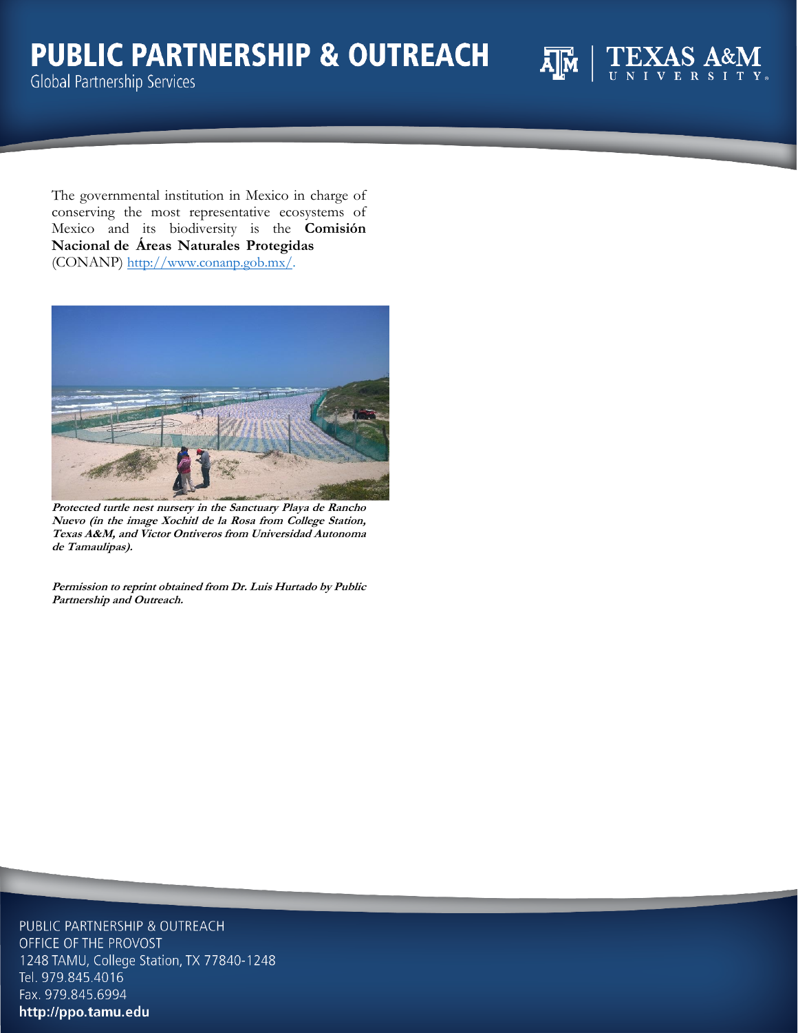The governmental institution in Mexico in charge of conserving the most representative ecosystems of Mexico and its biodiversity is the **Comisión Nacional de Áreas Naturales Protegidas** (CONANP) http://www.conanp.gob.mx/.

***Protected turtle nest nursery in the Sanctuary Playa de Rancho Nuevo (in the image Xochitl de la Rosa from College Station, Texas A&M, and Victor Ontiveros from Universidad Autonoma de Tamaulipas).***

***Permission to reprint obtained from Dr. Luis Hurtado by Public Partnership and Outreach.***